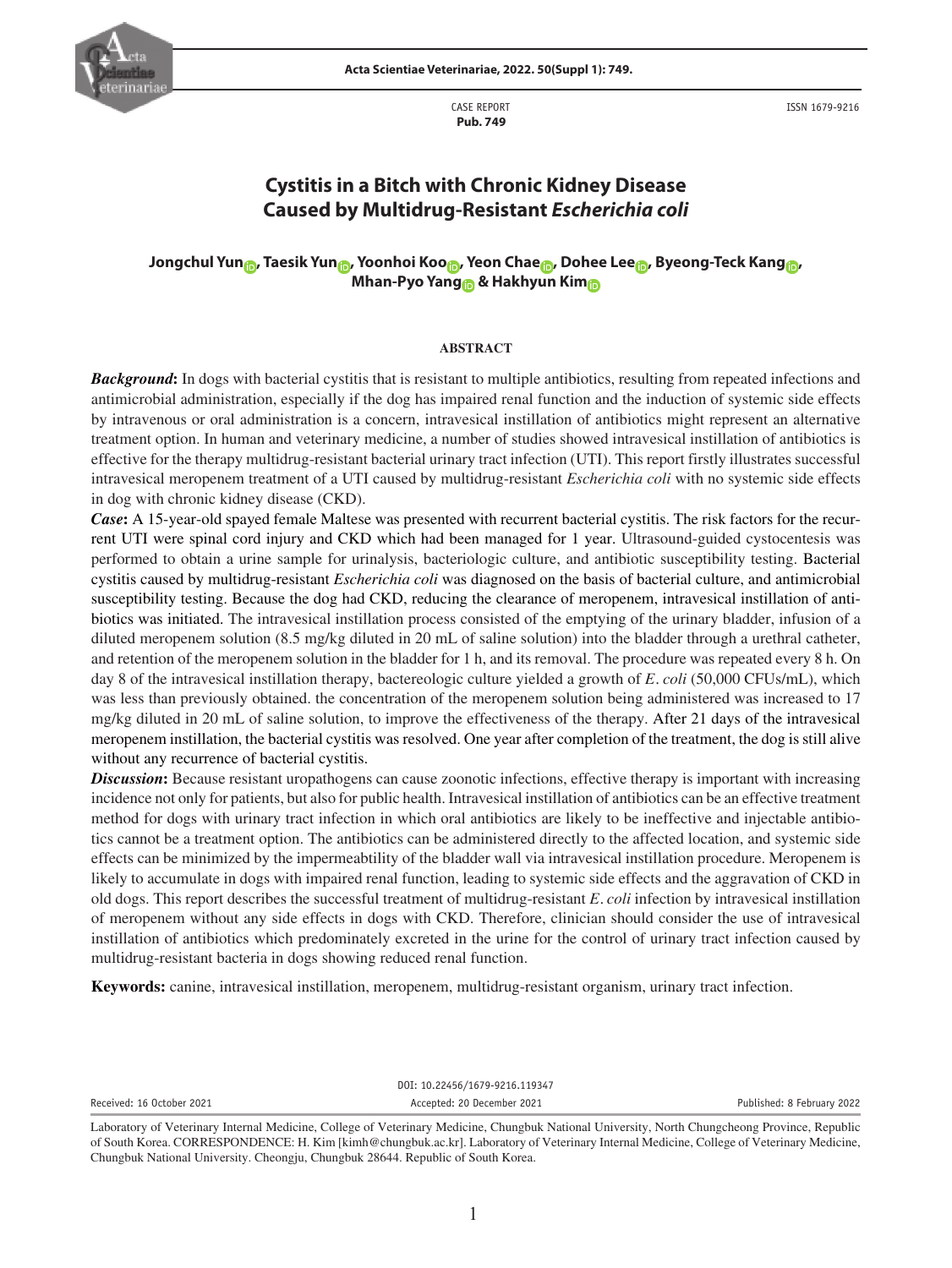CASE REPORT
**Pub. 749**

ISSN 1679-9216

# Cystitis in a Bitch with Chronic Kidney Disease Caused by Multidrug-Resistant *Escherichia coli*

**Jongchul Yun, Taesik Yun, Yoonhoi Koo, Yeon Chae, Dohee Lee, Byeong-Teck Kang, Mhan-Pyo Yang & Hakhyun Kim**

## ABSTRACT

***Background*:** In dogs with bacterial cystitis that is resistant to multiple antibiotics, resulting from repeated infections and antimicrobial administration, especially if the dog has impaired renal function and the induction of systemic side effects by intravenous or oral administration is a concern, intravesical instillation of antibiotics might represent an alternative treatment option. In human and veterinary medicine, a number of studies showed intravesical instillation of antibiotics is effective for the therapy multidrug-resistant bacterial urinary tract infection (UTI). This report firstly illustrates successful intravesical meropenem treatment of a UTI caused by multidrug-resistant *Escherichia coli* with no systemic side effects in dog with chronic kidney disease (CKD).

***Case*:** A 15-year-old spayed female Maltese was presented with recurrent bacterial cystitis. The risk factors for the recurrent UTI were spinal cord injury and CKD which had been managed for 1 year. Ultrasound-guided cystocentesis was performed to obtain a urine sample for urinalysis, bacteriologic culture, and antibiotic susceptibility testing. Bacterial cystitis caused by multidrug-resistant *Escherichia coli* was diagnosed on the basis of bacterial culture, and antimicrobial susceptibility testing. Because the dog had CKD, reducing the clearance of meropenem, intravesical instillation of antibiotics was initiated. The intravesical instillation process consisted of the emptying of the urinary bladder, infusion of a diluted meropenem solution (8.5 mg/kg diluted in 20 mL of saline solution) into the bladder through a urethral catheter, and retention of the meropenem solution in the bladder for 1 h, and its removal. The procedure was repeated every 8 h. On day 8 of the intravesical instillation therapy, bactereologic culture yielded a growth of *E. coli* (50,000 CFUs/mL), which was less than previously obtained. the concentration of the meropenem solution being administered was increased to 17 mg/kg diluted in 20 mL of saline solution, to improve the effectiveness of the therapy. After 21 days of the intravesical meropenem instillation, the bacterial cystitis was resolved. One year after completion of the treatment, the dog is still alive without any recurrence of bacterial cystitis.

***Discussion*:** Because resistant uropathogens can cause zoonotic infections, effective therapy is important with increasing incidence not only for patients, but also for public health. Intravesical instillation of antibiotics can be an effective treatment method for dogs with urinary tract infection in which oral antibiotics are likely to be ineffective and injectable antibiotics cannot be a treatment option. The antibiotics can be administered directly to the affected location, and systemic side effects can be minimized by the impermeabtility of the bladder wall via intravesical instillation procedure. Meropenem is likely to accumulate in dogs with impaired renal function, leading to systemic side effects and the aggravation of CKD in old dogs. This report describes the successful treatment of multidrug-resistant *E. coli* infection by intravesical instillation of meropenem without any side effects in dogs with CKD. Therefore, clinician should consider the use of intravesical instillation of antibiotics which predominately excreted in the urine for the control of urinary tract infection caused by multidrug-resistant bacteria in dogs showing reduced renal function.

**Keywords:** canine, intravesical instillation, meropenem, multidrug-resistant organism, urinary tract infection.

DOI: 10.22456/1679-9216.119347

Received: 16 October 2021 | Accepted: 20 December 2021 | Published: 8 February 2022

Laboratory of Veterinary Internal Medicine, College of Veterinary Medicine, Chungbuk National University, North Chungcheong Province, Republic of South Korea. CORRESPONDENCE: H. Kim [kimh@chungbuk.ac.kr]. Laboratory of Veterinary Internal Medicine, College of Veterinary Medicine, Chungbuk National University. Cheongju, Chungbuk 28644. Republic of South Korea.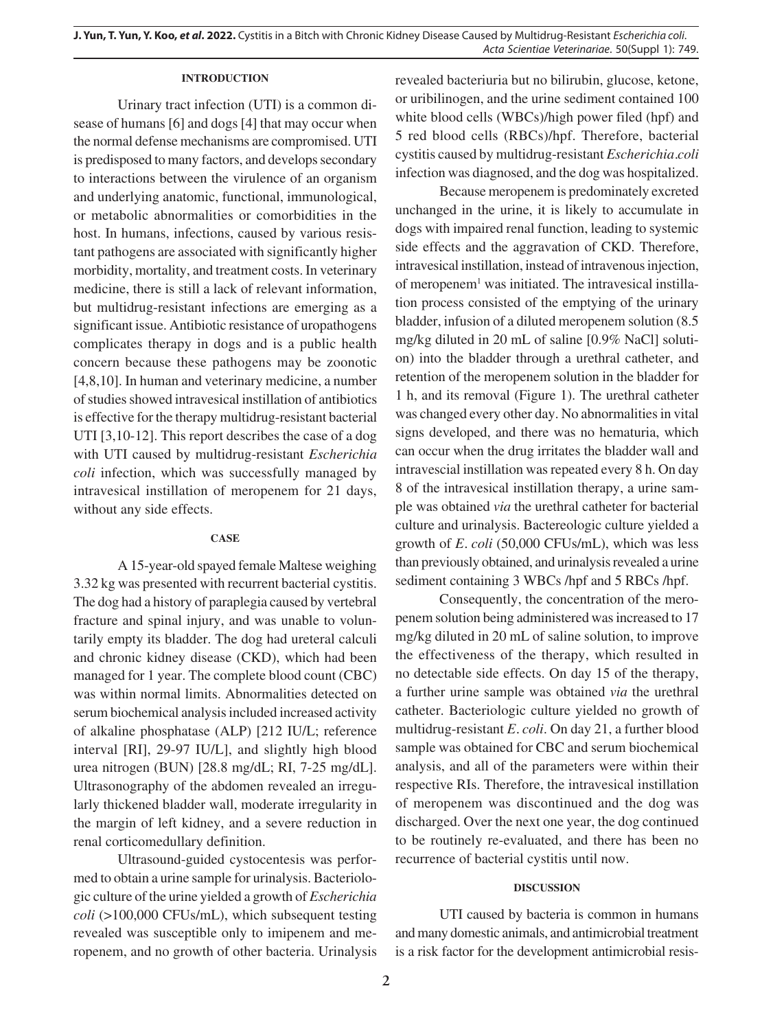## INTRODUCTION

Urinary tract infection (UTI) is a common disease of humans [6] and dogs [4] that may occur when the normal defense mechanisms are compromised. UTI is predisposed to many factors, and develops secondary to interactions between the virulence of an organism and underlying anatomic, functional, immunological, or metabolic abnormalities or comorbidities in the host. In humans, infections, caused by various resistant pathogens are associated with significantly higher morbidity, mortality, and treatment costs. In veterinary medicine, there is still a lack of relevant information, but multidrug-resistant infections are emerging as a significant issue. Antibiotic resistance of uropathogens complicates therapy in dogs and is a public health concern because these pathogens may be zoonotic [4,8,10]. In human and veterinary medicine, a number of studies showed intravesical instillation of antibiotics is effective for the therapy multidrug-resistant bacterial UTI [3,10-12]. This report describes the case of a dog with UTI caused by multidrug-resistant *Escherichia coli* infection, which was successfully managed by intravesical instillation of meropenem for 21 days, without any side effects.

## CASE

A 15-year-old spayed female Maltese weighing 3.32 kg was presented with recurrent bacterial cystitis. The dog had a history of paraplegia caused by vertebral fracture and spinal injury, and was unable to voluntarily empty its bladder. The dog had ureteral calculi and chronic kidney disease (CKD), which had been managed for 1 year. The complete blood count (CBC) was within normal limits. Abnormalities detected on serum biochemical analysis included increased activity of alkaline phosphatase (ALP) [212 IU/L; reference interval [RI], 29-97 IU/L], and slightly high blood urea nitrogen (BUN) [28.8 mg/dL; RI, 7-25 mg/dL]. Ultrasonography of the abdomen revealed an irregularly thickened bladder wall, moderate irregularity in the margin of left kidney, and a severe reduction in renal corticomedullary definition.

Ultrasound-guided cystocentesis was performed to obtain a urine sample for urinalysis. Bacteriologic culture of the urine yielded a growth of *Escherichia coli* (>100,000 CFUs/mL), which subsequent testing revealed was susceptible only to imipenem and meropenem, and no growth of other bacteria. Urinalysis revealed bacteriuria but no bilirubin, glucose, ketone, or uribilinogen, and the urine sediment contained 100 white blood cells (WBCs)/high power filed (hpf) and 5 red blood cells (RBCs)/hpf. Therefore, bacterial cystitis caused by multidrug-resistant *Escherichia.coli* infection was diagnosed, and the dog was hospitalized.

Because meropenem is predominately excreted unchanged in the urine, it is likely to accumulate in dogs with impaired renal function, leading to systemic side effects and the aggravation of CKD. Therefore, intravesical instillation, instead of intravenous injection, of meropenem[1] was initiated. The intravesical instillation process consisted of the emptying of the urinary bladder, infusion of a diluted meropenem solution (8.5 mg/kg diluted in 20 mL of saline [0.9% NaCl] solution) into the bladder through a urethral catheter, and retention of the meropenem solution in the bladder for 1 h, and its removal (Figure 1). The urethral catheter was changed every other day. No abnormalities in vital signs developed, and there was no hematuria, which can occur when the drug irritates the bladder wall and intravescial instillation was repeated every 8 h. On day 8 of the intravesical instillation therapy, a urine sample was obtained *via* the urethral catheter for bacterial culture and urinalysis. Bactereologic culture yielded a growth of *E. coli* (50,000 CFUs/mL), which was less than previously obtained, and urinalysis revealed a urine sediment containing 3 WBCs /hpf and 5 RBCs /hpf.

Consequently, the concentration of the meropenem solution being administered was increased to 17 mg/kg diluted in 20 mL of saline solution, to improve the effectiveness of the therapy, which resulted in no detectable side effects. On day 15 of the therapy, a further urine sample was obtained *via* the urethral catheter. Bacteriologic culture yielded no growth of multidrug-resistant *E. coli*. On day 21, a further blood sample was obtained for CBC and serum biochemical analysis, and all of the parameters were within their respective RIs. Therefore, the intravesical instillation of meropenem was discontinued and the dog was discharged. Over the next one year, the dog continued to be routinely re-evaluated, and there has been no recurrence of bacterial cystitis until now.

## DISCUSSION

UTI caused by bacteria is common in humans and many domestic animals, and antimicrobial treatment is a risk factor for the development antimicrobial resis-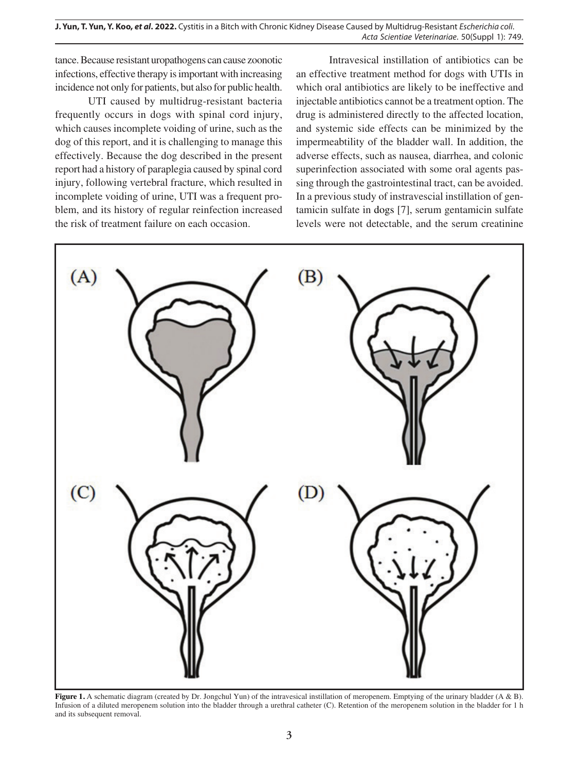tance. Because resistant uropathogens can cause zoonotic infections, effective therapy is important with increasing incidence not only for patients, but also for public health.

UTI caused by multidrug-resistant bacteria frequently occurs in dogs with spinal cord injury, which causes incomplete voiding of urine, such as the dog of this report, and it is challenging to manage this effectively. Because the dog described in the present report had a history of paraplegia caused by spinal cord injury, following vertebral fracture, which resulted in incomplete voiding of urine, UTI was a frequent problem, and its history of regular reinfection increased the risk of treatment failure on each occasion.

Intravesical instillation of antibiotics can be an effective treatment method for dogs with UTIs in which oral antibiotics are likely to be ineffective and injectable antibiotics cannot be a treatment option. The drug is administered directly to the affected location, and systemic side effects can be minimized by the impermeabtility of the bladder wall. In addition, the adverse effects, such as nausea, diarrhea, and colonic superinfection associated with some oral agents passing through the gastrointestinal tract, can be avoided. In a previous study of instravescial instillation of gentamicin sulfate in dogs [7], serum gentamicin sulfate levels were not detectable, and the serum creatinine

**Figure 1.** A schematic diagram (created by Dr. Jongchul Yun) of the intravesical instillation of meropenem. Emptying of the urinary bladder (A & B). Infusion of a diluted meropenem solution into the bladder through a urethral catheter (C). Retention of the meropenem solution in the bladder for 1 h and its subsequent removal.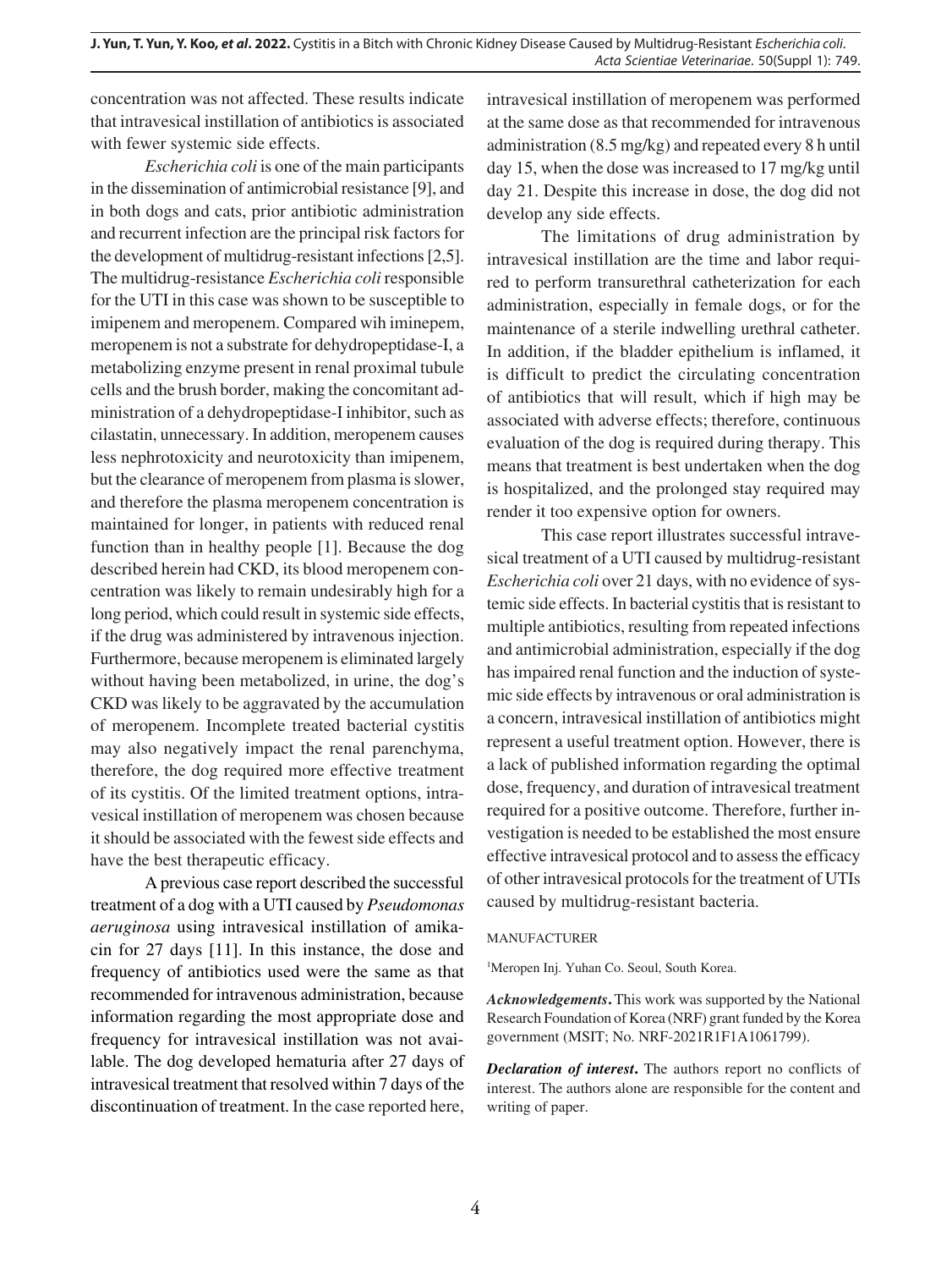concentration was not affected. These results indicate that intravesical instillation of antibiotics is associated with fewer systemic side effects.

*Escherichia coli* is one of the main participants in the dissemination of antimicrobial resistance [9], and in both dogs and cats, prior antibiotic administration and recurrent infection are the principal risk factors for the development of multidrug-resistant infections [2,5]. The multidrug-resistance *Escherichia coli* responsible for the UTI in this case was shown to be susceptible to imipenem and meropenem. Compared wih iminepem, meropenem is not a substrate for dehydropeptidase-I, a metabolizing enzyme present in renal proximal tubule cells and the brush border, making the concomitant administration of a dehydropeptidase-I inhibitor, such as cilastatin, unnecessary. In addition, meropenem causes less nephrotoxicity and neurotoxicity than imipenem, but the clearance of meropenem from plasma is slower, and therefore the plasma meropenem concentration is maintained for longer, in patients with reduced renal function than in healthy people [1]. Because the dog described herein had CKD, its blood meropenem concentration was likely to remain undesirably high for a long period, which could result in systemic side effects, if the drug was administered by intravenous injection. Furthermore, because meropenem is eliminated largely without having been metabolized, in urine, the dog's CKD was likely to be aggravated by the accumulation of meropenem. Incomplete treated bacterial cystitis may also negatively impact the renal parenchyma, therefore, the dog required more effective treatment of its cystitis. Of the limited treatment options, intravesical instillation of meropenem was chosen because it should be associated with the fewest side effects and have the best therapeutic efficacy.

A previous case report described the successful treatment of a dog with a UTI caused by *Pseudomonas aeruginosa* using intravesical instillation of amikacin for 27 days [11]. In this instance, the dose and frequency of antibiotics used were the same as that recommended for intravenous administration, because information regarding the most appropriate dose and frequency for intravesical instillation was not available. The dog developed hematuria after 27 days of intravesical treatment that resolved within 7 days of the discontinuation of treatment. In the case reported here, intravesical instillation of meropenem was performed at the same dose as that recommended for intravenous administration (8.5 mg/kg) and repeated every 8 h until day 15, when the dose was increased to 17 mg/kg until day 21. Despite this increase in dose, the dog did not develop any side effects.

The limitations of drug administration by intravesical instillation are the time and labor required to perform transurethral catheterization for each administration, especially in female dogs, or for the maintenance of a sterile indwelling urethral catheter. In addition, if the bladder epithelium is inflamed, it is difficult to predict the circulating concentration of antibiotics that will result, which if high may be associated with adverse effects; therefore, continuous evaluation of the dog is required during therapy. This means that treatment is best undertaken when the dog is hospitalized, and the prolonged stay required may render it too expensive option for owners.

This case report illustrates successful intravesical treatment of a UTI caused by multidrug-resistant *Escherichia coli* over 21 days, with no evidence of systemic side effects. In bacterial cystitis that is resistant to multiple antibiotics, resulting from repeated infections and antimicrobial administration, especially if the dog has impaired renal function and the induction of systemic side effects by intravenous or oral administration is a concern, intravesical instillation of antibiotics might represent a useful treatment option. However, there is a lack of published information regarding the optimal dose, frequency, and duration of intravesical treatment required for a positive outcome. Therefore, further investigation is needed to be established the most ensure effective intravesical protocol and to assess the efficacy of other intravesical protocols for the treatment of UTIs caused by multidrug-resistant bacteria.

MANUFACTURER

[1]Meropen Inj. Yuhan Co. Seoul, South Korea.

***Acknowledgements*.** This work was supported by the National Research Foundation of Korea (NRF) grant funded by the Korea government (MSIT; No. NRF-2021R1F1A1061799).

***Declaration of interest*.** The authors report no conflicts of interest. The authors alone are responsible for the content and writing of paper.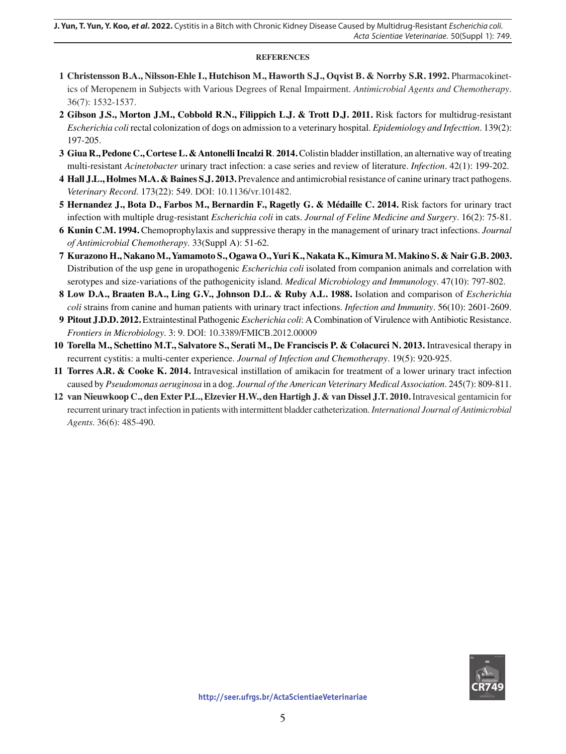**REFERENCES**

1 **Christensson B.A., Nilsson-Ehle I., Hutchison M., Haworth S.J., Oqvist B. & Norrby S.R. 1992.** Pharmacokinetics of Meropenem in Subjects with Various Degrees of Renal Impairment. *Antimicrobial Agents and Chemotherapy*. 36(7): 1532-1537.

2 **Gibson J.S., Morton J.M., Cobbold R.N., Filippich L.J. & Trott D.J. 2011.** Risk factors for multidrug-resistant *Escherichia coli* rectal colonization of dogs on admission to a veterinary hospital. *Epidemiology and Infecttion*. 139(2): 197-205.

3 **Giua R., Pedone C., Cortese L. & Antonelli Incalzi R. 2014.** Colistin bladder instillation, an alternative way of treating multi-resistant *Acinetobacter* urinary tract infection: a case series and review of literature. *Infection*. 42(1): 199-202.

4 **Hall J.L., Holmes M.A. & Baines S.J. 2013.** Prevalence and antimicrobial resistance of canine urinary tract pathogens. *Veterinary Record*. 173(22): 549. DOI: 10.1136/vr.101482.

5 **Hernandez J., Bota D., Farbos M., Bernardin F., Ragetly G. & Médaille C. 2014.** Risk factors for urinary tract infection with multiple drug-resistant *Escherichia coli* in cats. *Journal of Feline Medicine and Surgery*. 16(2): 75-81.

6 **Kunin C.M. 1994.** Chemoprophylaxis and suppressive therapy in the management of urinary tract infections. *Journal of Antimicrobial Chemotherapy*. 33(Suppl A): 51-62.

7 **Kurazono H., Nakano M., Yamamoto S., Ogawa O., Yuri K., Nakata K., Kimura M. Makino S. & Nair G.B. 2003.** Distribution of the usp gene in uropathogenic *Escherichia coli* isolated from companion animals and correlation with serotypes and size-variations of the pathogenicity island. *Medical Microbiology and Immunology*. 47(10): 797-802.

8 **Low D.A., Braaten B.A., Ling G.V., Johnson D.L. & Ruby A.L. 1988.** Isolation and comparison of *Escherichia coli* strains from canine and human patients with urinary tract infections. *Infection and Immunity*. 56(10): 2601-2609.

9 **Pitout J.D.D. 2012.** Extraintestinal Pathogenic *Escherichia coli*: A Combination of Virulence with Antibiotic Resistance. *Frontiers in Microbiology*. 3: 9. DOI: 10.3389/FMICB.2012.00009

10 **Torella M., Schettino M.T., Salvatore S., Serati M., De Franciscis P. & Colacurci N. 2013.** Intravesical therapy in recurrent cystitis: a multi-center experience. *Journal of Infection and Chemotherapy*. 19(5): 920-925.

11 **Torres A.R. & Cooke K. 2014.** Intravesical instillation of amikacin for treatment of a lower urinary tract infection caused by *Pseudomonas aeruginosa* in a dog. *Journal of the American Veterinary Medical Association*. 245(7): 809-811.

12 **van Nieuwkoop C., den Exter P.L., Elzevier H.W., den Hartigh J. & van Dissel J.T. 2010.** Intravesical gentamicin for recurrent urinary tract infection in patients with intermittent bladder catheterization. *International Journal of Antimicrobial Agents*. 36(6): 485-490.